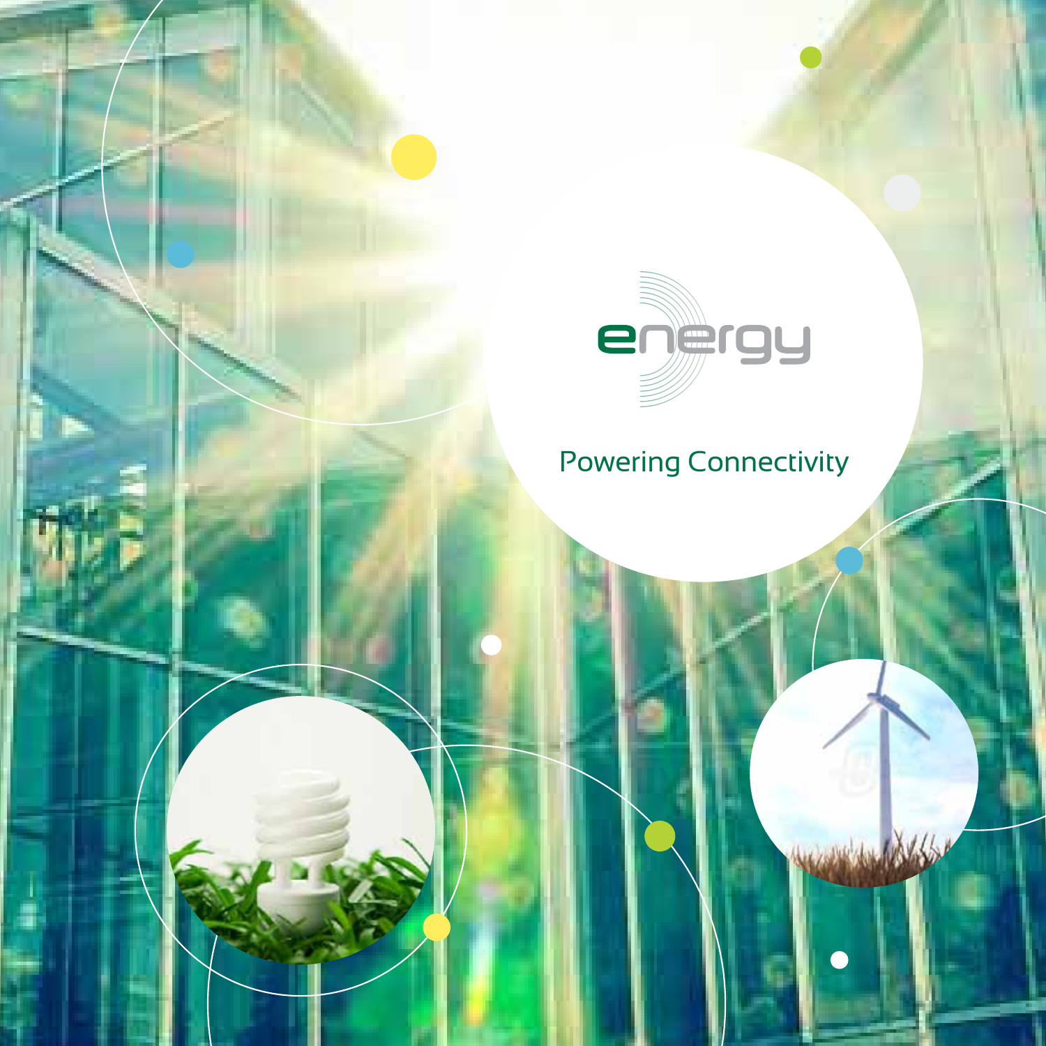# energy

Powering Connectivity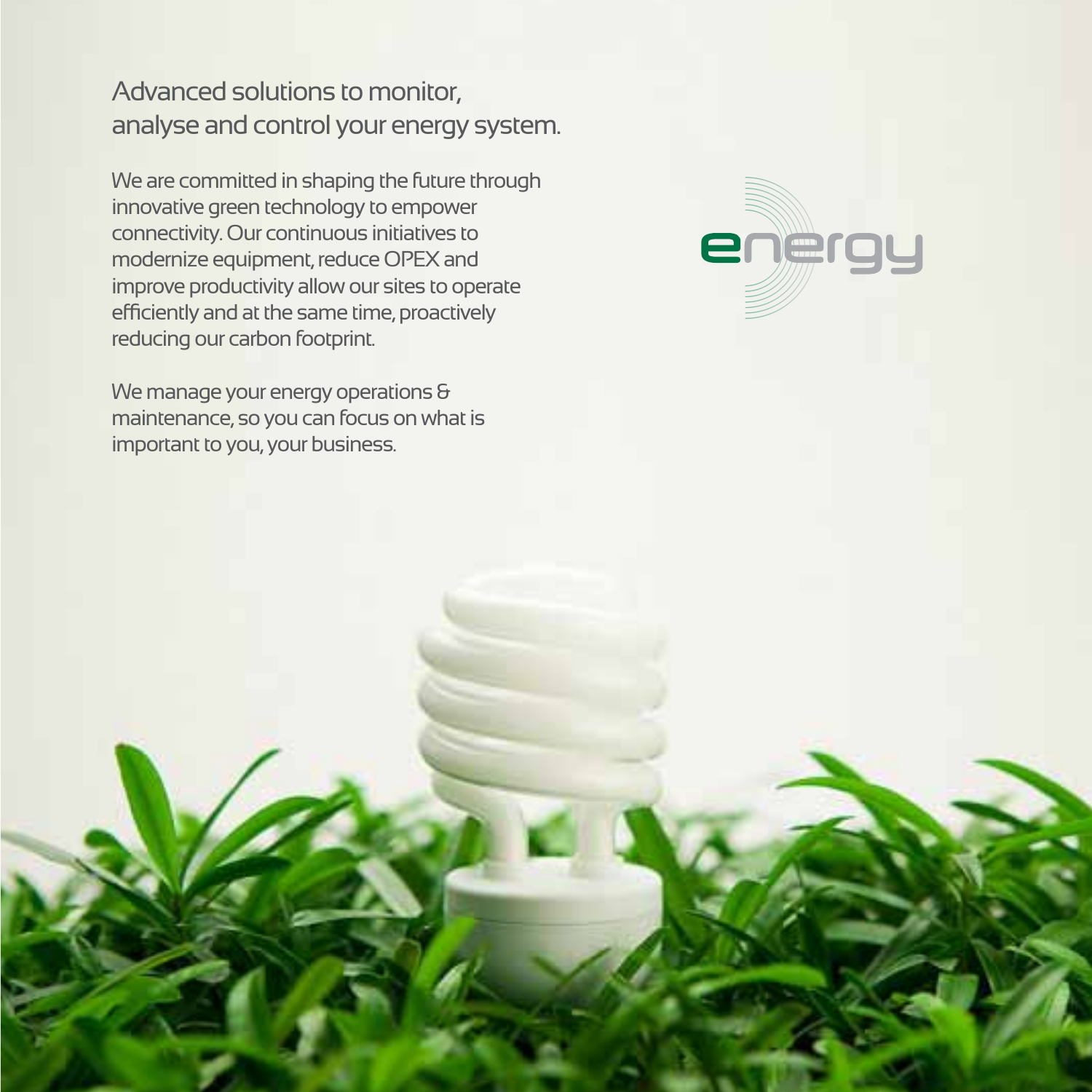## Advanced solutions to monitor, analyse and control your energy system.

We are committed in shaping the future through innovative green technology to empower connectivity. Our continuous initiatives to modernize equipment, reduce OPEX and improve productivity allow our sites to operate efficiently and at the same time, proactively reducing our carbon footprint.

We manage your energy operations & maintenance, so you can focus on what is important to you, your business.

energy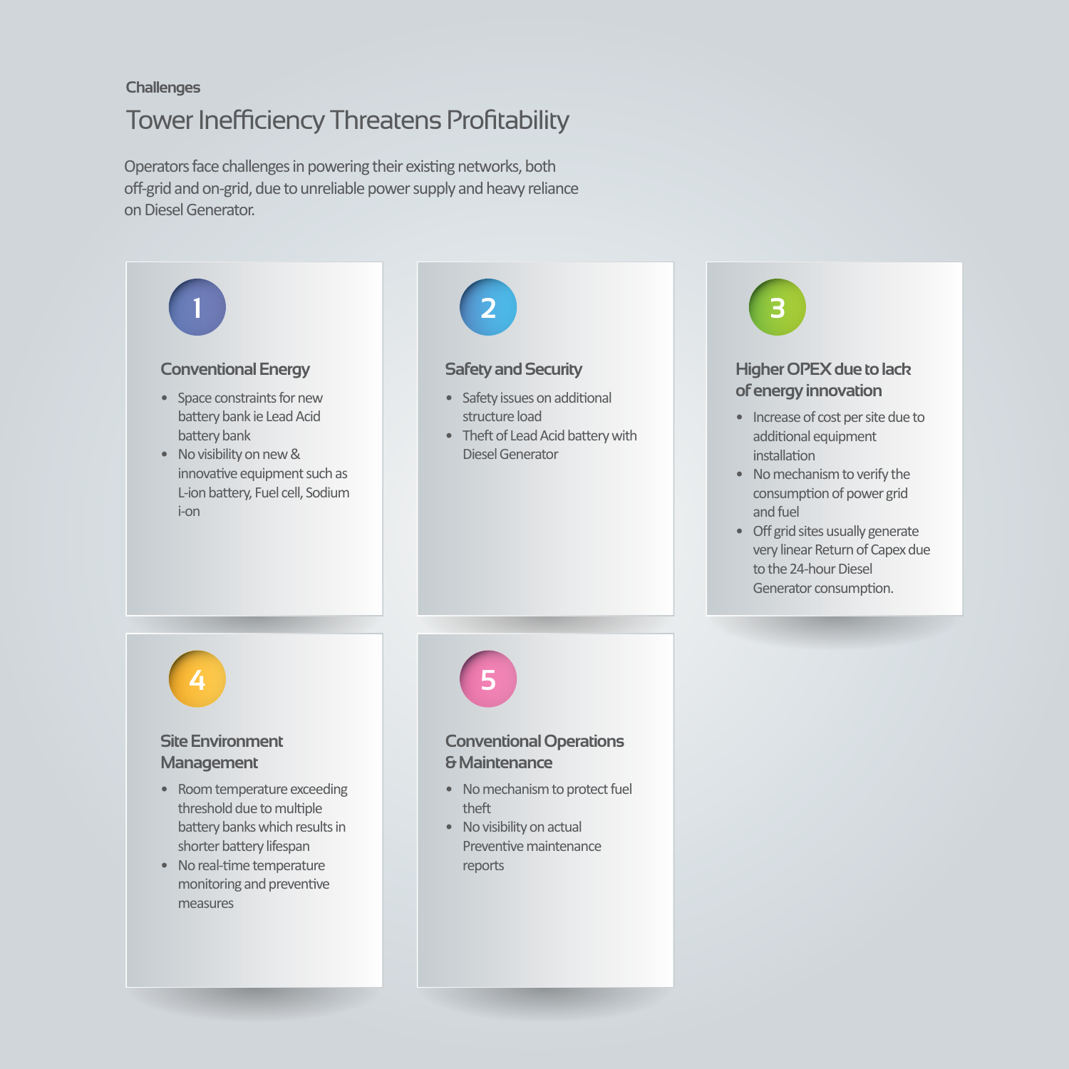Challenges

# Tower Inefficiency Threatens Profitability

Operators face challenges in powering their existing networks, both off-grid and on-grid, due to unreliable power supply and heavy reliance on Diesel Generator.

### 1

### Conventional Energy

- Space constraints for new battery bank ie Lead Acid battery bank
- No visibility on new & innovative equipment such as L-ion battery, Fuel cell, Sodium i-on

### 2

### Safety and Security

- Safety issues on additional structure load
- Theft of Lead Acid battery with Diesel Generator

### 3

### Higher OPEX due to lack of energy innovation

- Increase of cost per site due to additional equipment installation
- No mechanism to verify the consumption of power grid and fuel
- Off grid sites usually generate very linear Return of Capex due to the 24-hour Diesel Generator consumption.

### 4

### Site Environment Management

- Room temperature exceeding threshold due to multiple battery banks which results in shorter battery lifespan
- No real-time temperature monitoring and preventive measures

### 5

### Conventional Operations & Maintenance

- No mechanism to protect fuel theft
- No visibility on actual Preventive maintenance reports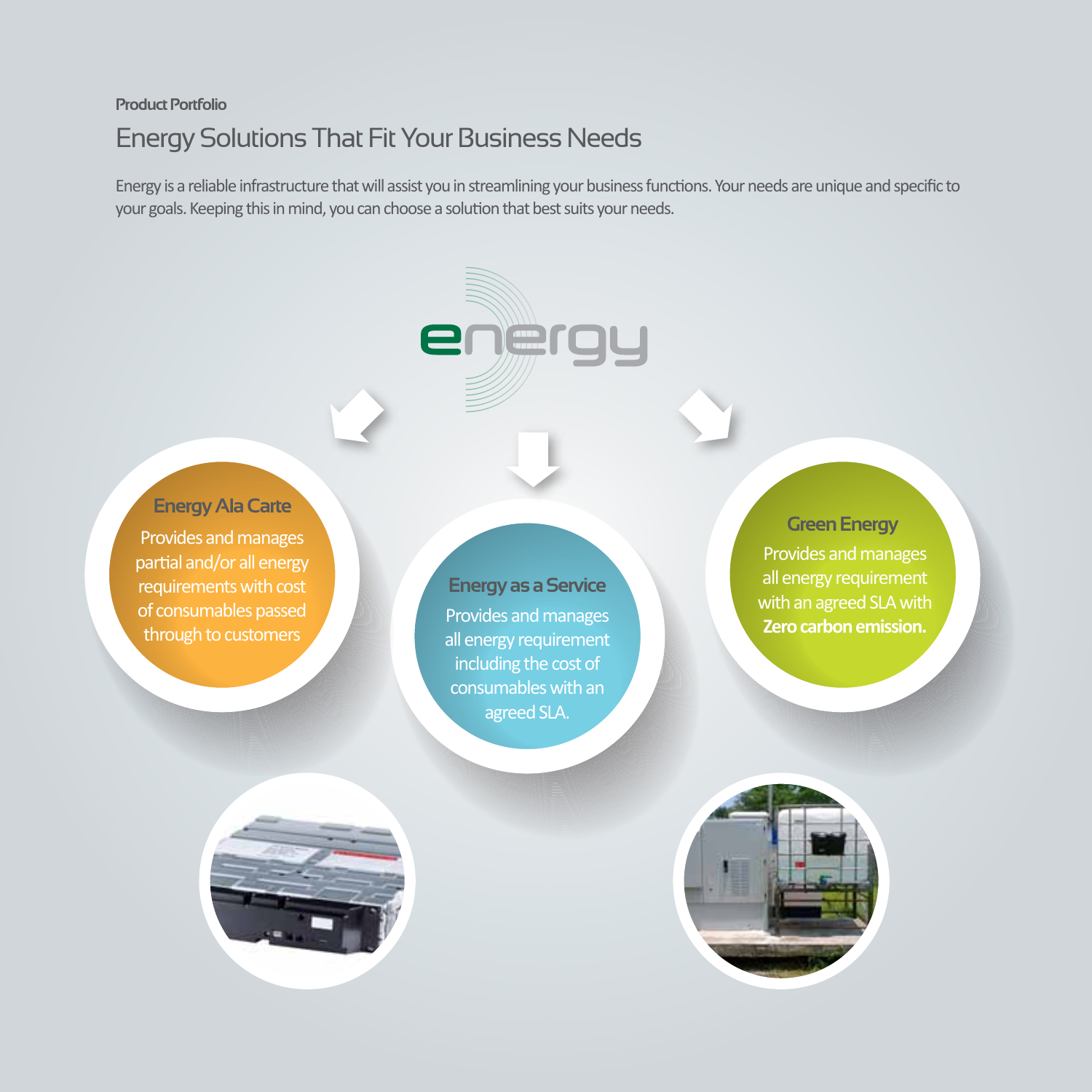Product Portfolio

# Energy Solutions That Fit Your Business Needs

Energy is a reliable infrastructure that will assist you in streamlining your business functions. Your needs are unique and specific to your goals. Keeping this in mind, you can choose a solution that best suits your needs.

energy

### Energy Ala Carte

Provides and manages partial and/or all energy requirements with cost of consumables passed through to customers

### Energy as a Service

Provides and manages all energy requirement including the cost of consumables with an agreed SLA.

### Green Energy

Provides and manages all energy requirement with an agreed SLA with **Zero carbon emission.**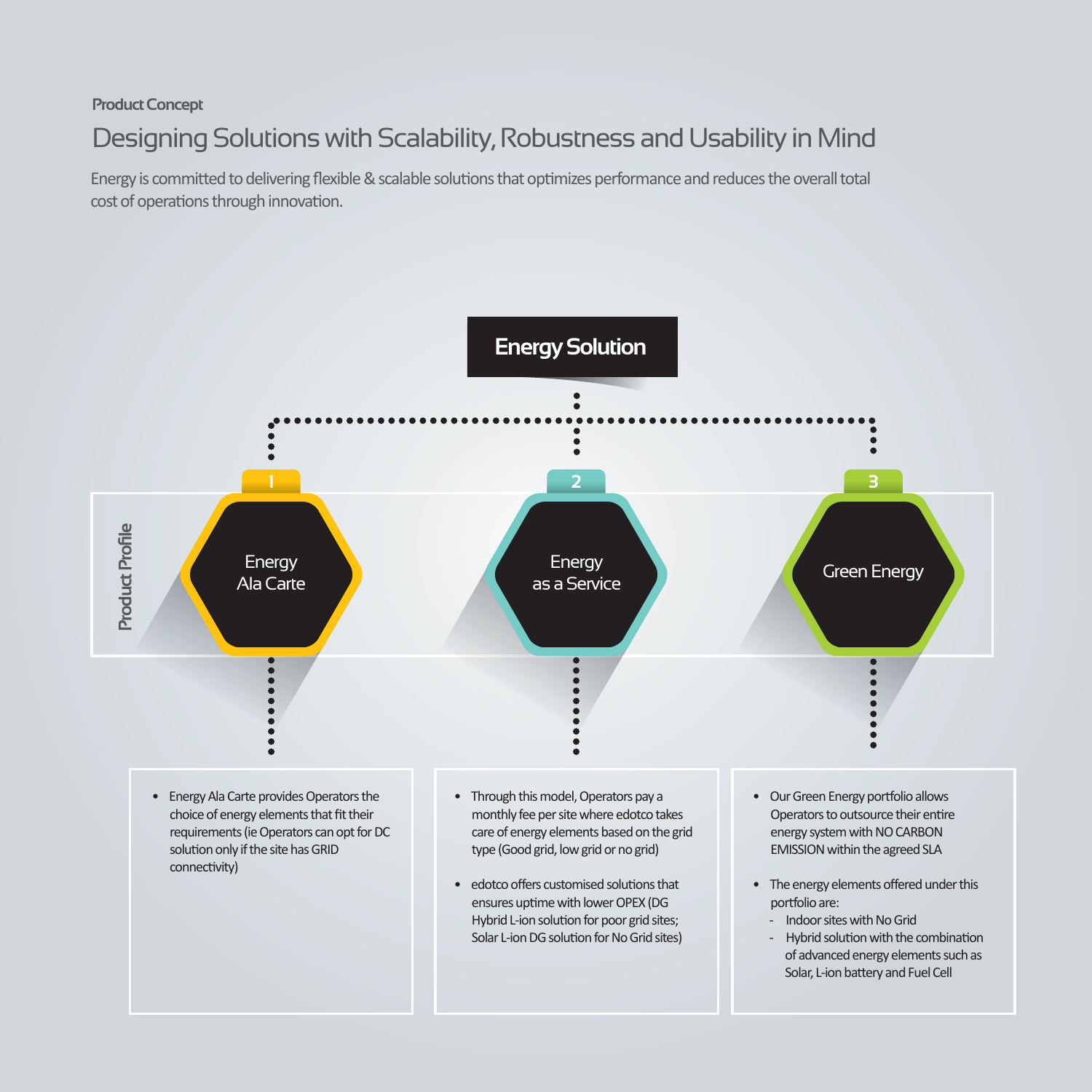Product Concept

# Designing Solutions with Scalability, Robustness and Usability in Mind

Energy is committed to delivering flexible & scalable solutions that optimizes performance and reduces the overall total cost of operations through innovation.

## Energy Solution

**Product Profile**

### 1 Energy Ala Carte

- Energy Ala Carte provides Operators the choice of energy elements that fit their requirements (ie Operators can opt for DC solution only if the site has GRID connectivity)

### 2 Energy as a Service

- Through this model, Operators pay a monthly fee per site where edotco takes care of energy elements based on the grid type (Good grid, low grid or no grid)
- edotco offers customised solutions that ensures uptime with lower OPEX (DG Hybrid L-ion solution for poor grid sites; Solar L-ion DG solution for No Grid sites)

### 3 Green Energy

- Our Green Energy portfolio allows Operators to outsource their entire energy system with NO CARBON EMISSION within the agreed SLA
- The energy elements offered under this portfolio are:
  - Indoor sites with No Grid
  - Hybrid solution with the combination of advanced energy elements such as Solar, L-ion battery and Fuel Cell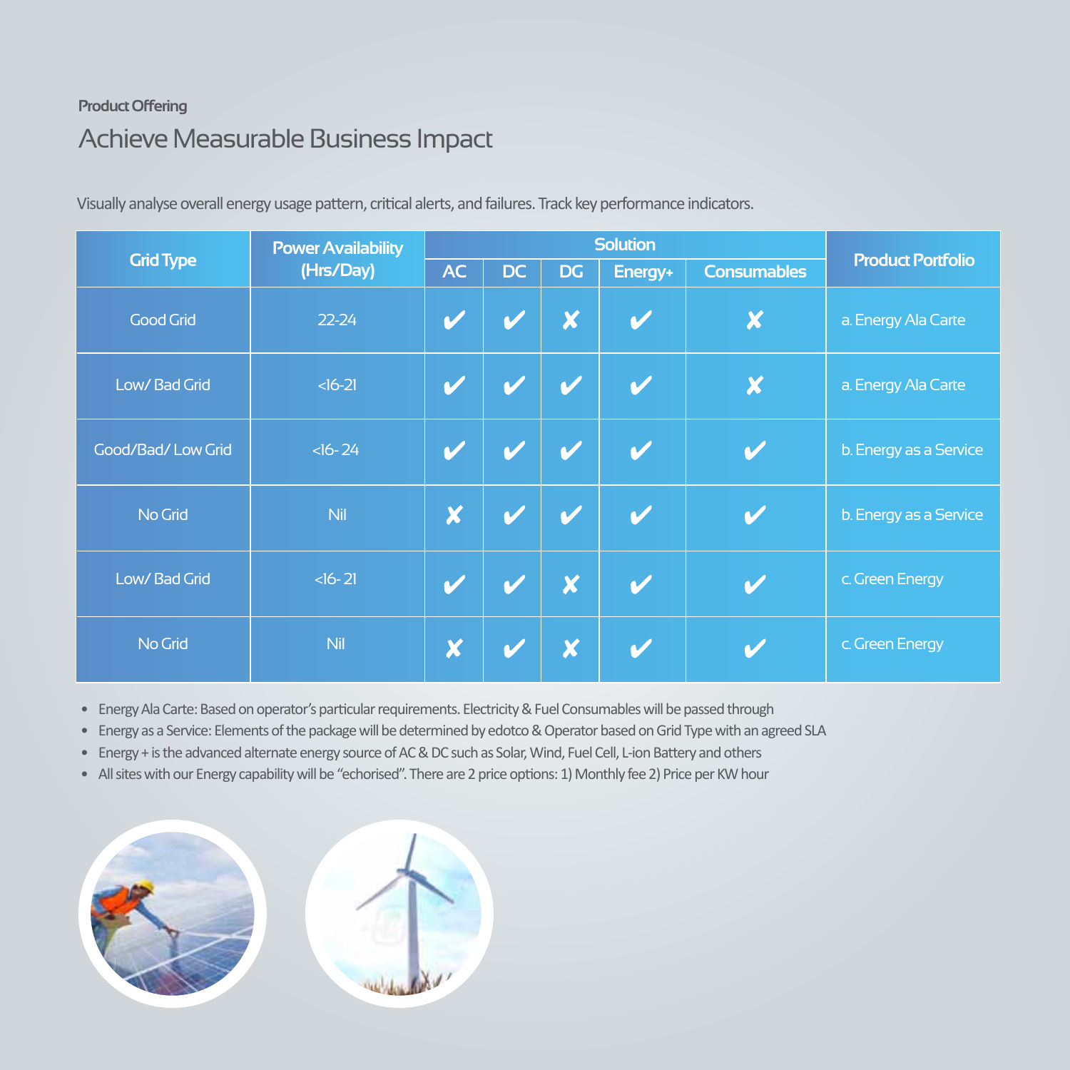Product Offering

# Achieve Measurable Business Impact

Visually analyse overall energy usage pattern, critical alerts, and failures. Track key performance indicators.

| Grid Type | Power Availability (Hrs/Day) | Solution | | | | | Product Portfolio |
|---|---|---|---|---|---|---|---|
| | | AC | DC | DG | Energy+ | Consumables | |
| Good Grid | 22-24 | ✔ | ✔ | ✘ | ✔ | ✘ | a. Energy Ala Carte |
| Low/ Bad Grid | <16-21 | ✔ | ✔ | ✔ | ✔ | ✘ | a. Energy Ala Carte |
| Good/Bad/ Low Grid | <16- 24 | ✔ | ✔ | ✔ | ✔ | ✔ | b. Energy as a Service |
| No Grid | Nil | ✘ | ✔ | ✔ | ✔ | ✔ | b. Energy as a Service |
| Low/ Bad Grid | <16- 21 | ✔ | ✔ | ✘ | ✔ | ✔ | c. Green Energy |
| No Grid | Nil | ✘ | ✔ | ✘ | ✔ | ✔ | c. Green Energy |

- Energy Ala Carte: Based on operator's particular requirements. Electricity & Fuel Consumables will be passed through
- Energy as a Service: Elements of the package will be determined by edotco & Operator based on Grid Type with an agreed SLA
- Energy + is the advanced alternate energy source of AC & DC such as Solar, Wind, Fuel Cell, L-ion Battery and others
- All sites with our Energy capability will be "echorised". There are 2 price options: 1) Monthly fee 2) Price per KW hour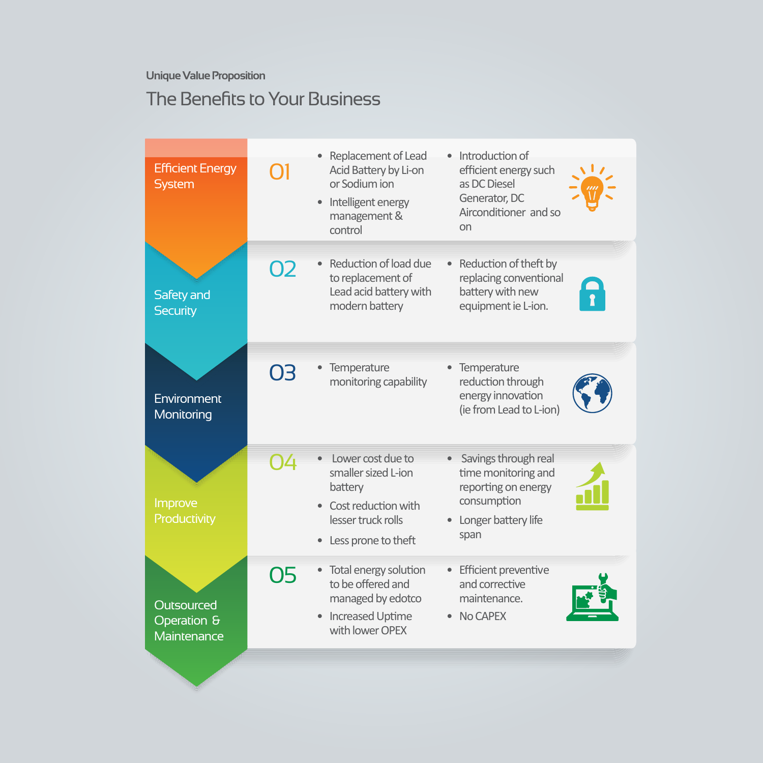Unique Value Proposition

# The Benefits to Your Business

## 01 Efficient Energy System

- Replacement of Lead Acid Battery by Li-on or Sodium ion
- Intelligent energy management & control
- Introduction of efficient energy such as DC Diesel Generator, DC Airconditioner and so on

## 02 Safety and Security

- Reduction of load due to replacement of Lead acid battery with modern battery
- Reduction of theft by replacing conventional battery with new equipment ie L-ion.

## 03 Environment Monitoring

- Temperature monitoring capability
- Temperature reduction through energy innovation (ie from Lead to L-ion)

## 04 Improve Productivity

- Lower cost due to smaller sized L-ion battery
- Cost reduction with lesser truck rolls
- Less prone to theft
- Savings through real time monitoring and reporting on energy consumption
- Longer battery life span

## 05 Outsourced Operation & Maintenance

- Total energy solution to be offered and managed by edotco
- Increased Uptime with lower OPEX
- Efficient preventive and corrective maintenance.
- No CAPEX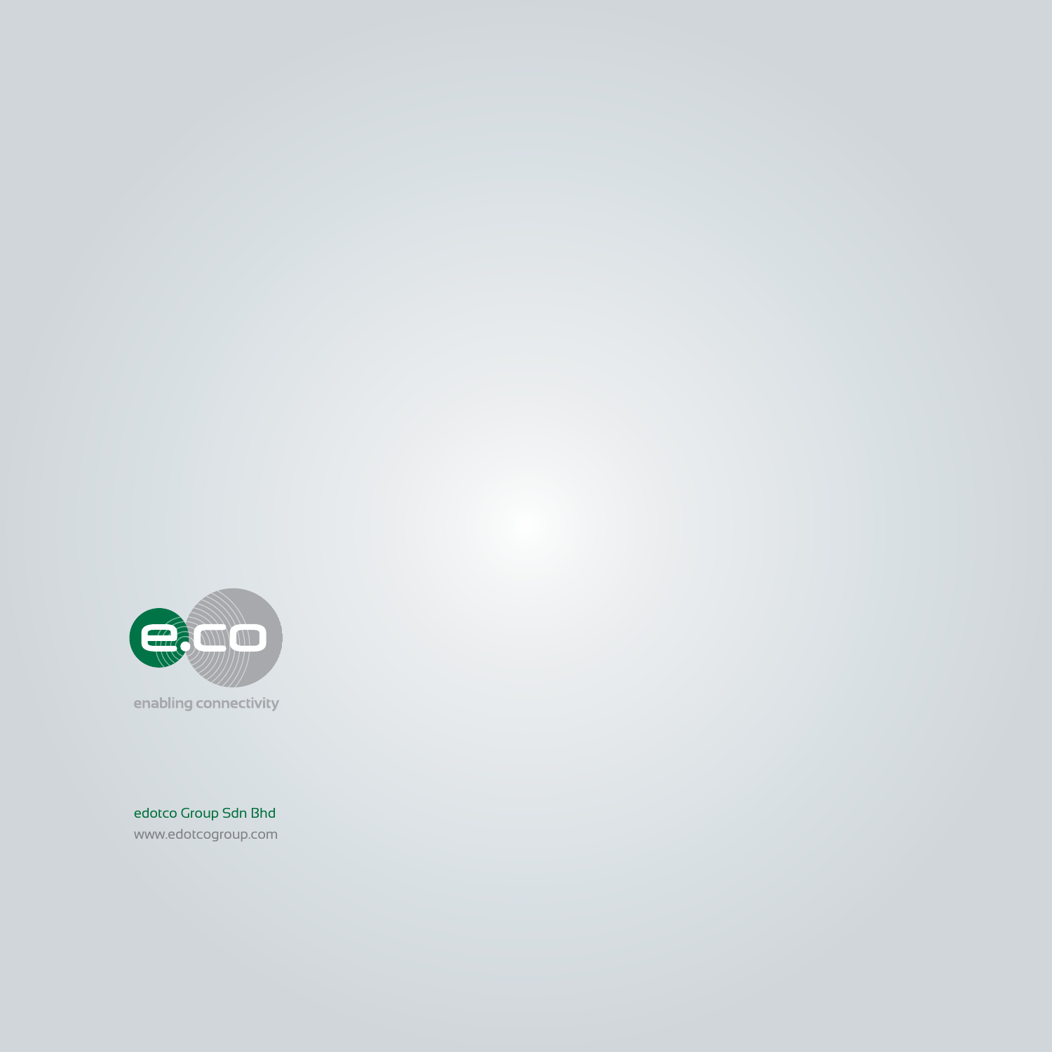e.co

enabling connectivity

edotco Group Sdn Bhd

www.edotcogroup.com